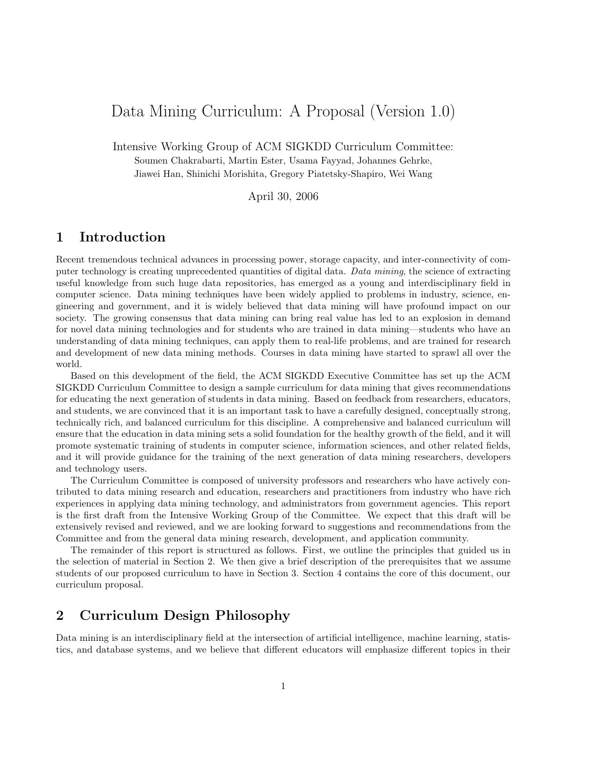# Data Mining Curriculum: A Proposal (Version 1.0)

Intensive Working Group of ACM SIGKDD Curriculum Committee:
Soumen Chakrabarti, Martin Ester, Usama Fayyad, Johannes Gehrke,
Jiawei Han, Shinichi Morishita, Gregory Piatetsky-Shapiro, Wei Wang

April 30, 2006

## 1 Introduction

Recent tremendous technical advances in processing power, storage capacity, and inter-connectivity of computer technology is creating unprecedented quantities of digital data. *Data mining*, the science of extracting useful knowledge from such huge data repositories, has emerged as a young and interdisciplinary field in computer science. Data mining techniques have been widely applied to problems in industry, science, engineering and government, and it is widely believed that data mining will have profound impact on our society. The growing consensus that data mining can bring real value has led to an explosion in demand for novel data mining technologies and for students who are trained in data mining—students who have an understanding of data mining techniques, can apply them to real-life problems, and are trained for research and development of new data mining methods. Courses in data mining have started to sprawl all over the world.

Based on this development of the field, the ACM SIGKDD Executive Committee has set up the ACM SIGKDD Curriculum Committee to design a sample curriculum for data mining that gives recommendations for educating the next generation of students in data mining. Based on feedback from researchers, educators, and students, we are convinced that it is an important task to have a carefully designed, conceptually strong, technically rich, and balanced curriculum for this discipline. A comprehensive and balanced curriculum will ensure that the education in data mining sets a solid foundation for the healthy growth of the field, and it will promote systematic training of students in computer science, information sciences, and other related fields, and it will provide guidance for the training of the next generation of data mining researchers, developers and technology users.

The Curriculum Committee is composed of university professors and researchers who have actively contributed to data mining research and education, researchers and practitioners from industry who have rich experiences in applying data mining technology, and administrators from government agencies. This report is the first draft from the Intensive Working Group of the Committee. We expect that this draft will be extensively revised and reviewed, and we are looking forward to suggestions and recommendations from the Committee and from the general data mining research, development, and application community.

The remainder of this report is structured as follows. First, we outline the principles that guided us in the selection of material in Section 2. We then give a brief description of the prerequisites that we assume students of our proposed curriculum to have in Section 3. Section 4 contains the core of this document, our curriculum proposal.

## 2 Curriculum Design Philosophy

Data mining is an interdisciplinary field at the intersection of artificial intelligence, machine learning, statistics, and database systems, and we believe that different educators will emphasize different topics in their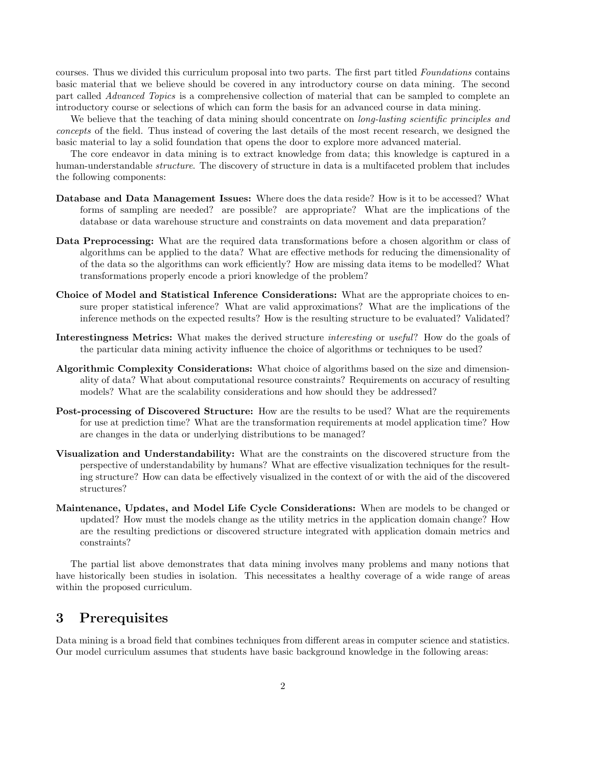courses. Thus we divided this curriculum proposal into two parts. The first part titled *Foundations* contains basic material that we believe should be covered in any introductory course on data mining. The second part called *Advanced Topics* is a comprehensive collection of material that can be sampled to complete an introductory course or selections of which can form the basis for an advanced course in data mining.

We believe that the teaching of data mining should concentrate on *long-lasting scientific principles and concepts* of the field. Thus instead of covering the last details of the most recent research, we designed the basic material to lay a solid foundation that opens the door to explore more advanced material.

The core endeavor in data mining is to extract knowledge from data; this knowledge is captured in a human-understandable *structure*. The discovery of structure in data is a multifaceted problem that includes the following components:

**Database and Data Management Issues:** Where does the data reside? How is it to be accessed? What forms of sampling are needed? are possible? are appropriate? What are the implications of the database or data warehouse structure and constraints on data movement and data preparation?

**Data Preprocessing:** What are the required data transformations before a chosen algorithm or class of algorithms can be applied to the data? What are effective methods for reducing the dimensionality of of the data so the algorithms can work efficiently? How are missing data items to be modelled? What transformations properly encode a priori knowledge of the problem?

**Choice of Model and Statistical Inference Considerations:** What are the appropriate choices to ensure proper statistical inference? What are valid approximations? What are the implications of the inference methods on the expected results? How is the resulting structure to be evaluated? Validated?

**Interestingness Metrics:** What makes the derived structure *interesting* or *useful*? How do the goals of the particular data mining activity influence the choice of algorithms or techniques to be used?

**Algorithmic Complexity Considerations:** What choice of algorithms based on the size and dimensionality of data? What about computational resource constraints? Requirements on accuracy of resulting models? What are the scalability considerations and how should they be addressed?

**Post-processing of Discovered Structure:** How are the results to be used? What are the requirements for use at prediction time? What are the transformation requirements at model application time? How are changes in the data or underlying distributions to be managed?

**Visualization and Understandability:** What are the constraints on the discovered structure from the perspective of understandability by humans? What are effective visualization techniques for the resulting structure? How can data be effectively visualized in the context of or with the aid of the discovered structures?

**Maintenance, Updates, and Model Life Cycle Considerations:** When are models to be changed or updated? How must the models change as the utility metrics in the application domain change? How are the resulting predictions or discovered structure integrated with application domain metrics and constraints?

The partial list above demonstrates that data mining involves many problems and many notions that have historically been studies in isolation. This necessitates a healthy coverage of a wide range of areas within the proposed curriculum.

## 3 Prerequisites

Data mining is a broad field that combines techniques from different areas in computer science and statistics. Our model curriculum assumes that students have basic background knowledge in the following areas: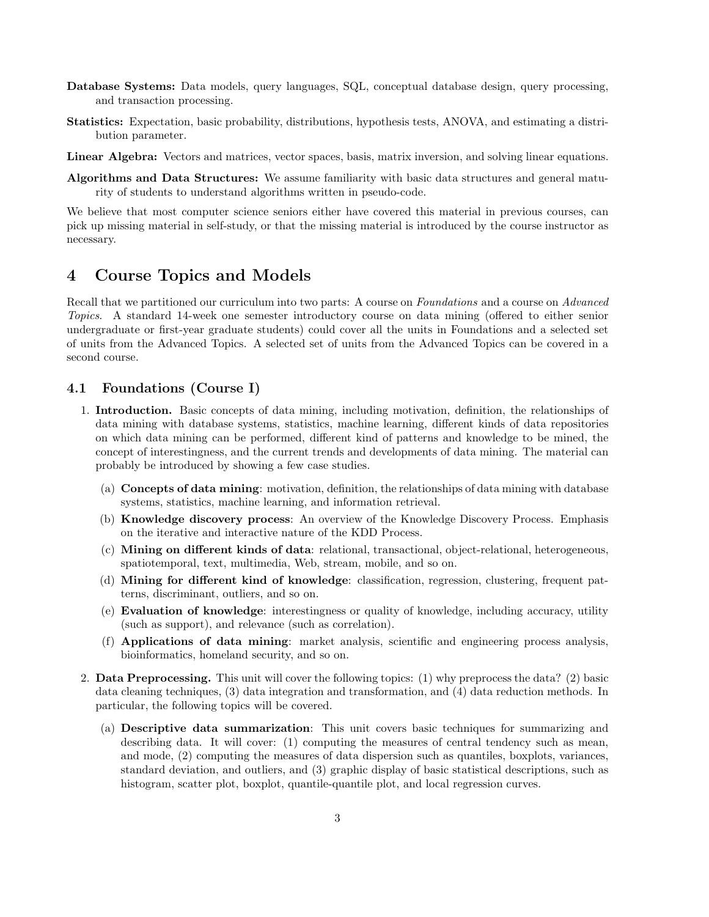**Database Systems:** Data models, query languages, SQL, conceptual database design, query processing, and transaction processing.

**Statistics:** Expectation, basic probability, distributions, hypothesis tests, ANOVA, and estimating a distribution parameter.

**Linear Algebra:** Vectors and matrices, vector spaces, basis, matrix inversion, and solving linear equations.

**Algorithms and Data Structures:** We assume familiarity with basic data structures and general maturity of students to understand algorithms written in pseudo-code.

We believe that most computer science seniors either have covered this material in previous courses, can pick up missing material in self-study, or that the missing material is introduced by the course instructor as necessary.

# 4 Course Topics and Models

Recall that we partitioned our curriculum into two parts: A course on *Foundations* and a course on *Advanced Topics*. A standard 14-week one semester introductory course on data mining (offered to either senior undergraduate or first-year graduate students) could cover all the units in Foundations and a selected set of units from the Advanced Topics. A selected set of units from the Advanced Topics can be covered in a second course.

## 4.1 Foundations (Course I)

1. **Introduction.** Basic concepts of data mining, including motivation, definition, the relationships of data mining with database systems, statistics, machine learning, different kinds of data repositories on which data mining can be performed, different kind of patterns and knowledge to be mined, the concept of interestingness, and the current trends and developments of data mining. The material can probably be introduced by showing a few case studies.

   (a) **Concepts of data mining**: motivation, definition, the relationships of data mining with database systems, statistics, machine learning, and information retrieval.

   (b) **Knowledge discovery process**: An overview of the Knowledge Discovery Process. Emphasis on the iterative and interactive nature of the KDD Process.

   (c) **Mining on different kinds of data**: relational, transactional, object-relational, heterogeneous, spatiotemporal, text, multimedia, Web, stream, mobile, and so on.

   (d) **Mining for different kind of knowledge**: classification, regression, clustering, frequent patterns, discriminant, outliers, and so on.

   (e) **Evaluation of knowledge**: interestingness or quality of knowledge, including accuracy, utility (such as support), and relevance (such as correlation).

   (f) **Applications of data mining**: market analysis, scientific and engineering process analysis, bioinformatics, homeland security, and so on.

2. **Data Preprocessing.** This unit will cover the following topics: (1) why preprocess the data? (2) basic data cleaning techniques, (3) data integration and transformation, and (4) data reduction methods. In particular, the following topics will be covered.

   (a) **Descriptive data summarization**: This unit covers basic techniques for summarizing and describing data. It will cover: (1) computing the measures of central tendency such as mean, and mode, (2) computing the measures of data dispersion such as quantiles, boxplots, variances, standard deviation, and outliers, and (3) graphic display of basic statistical descriptions, such as histogram, scatter plot, boxplot, quantile-quantile plot, and local regression curves.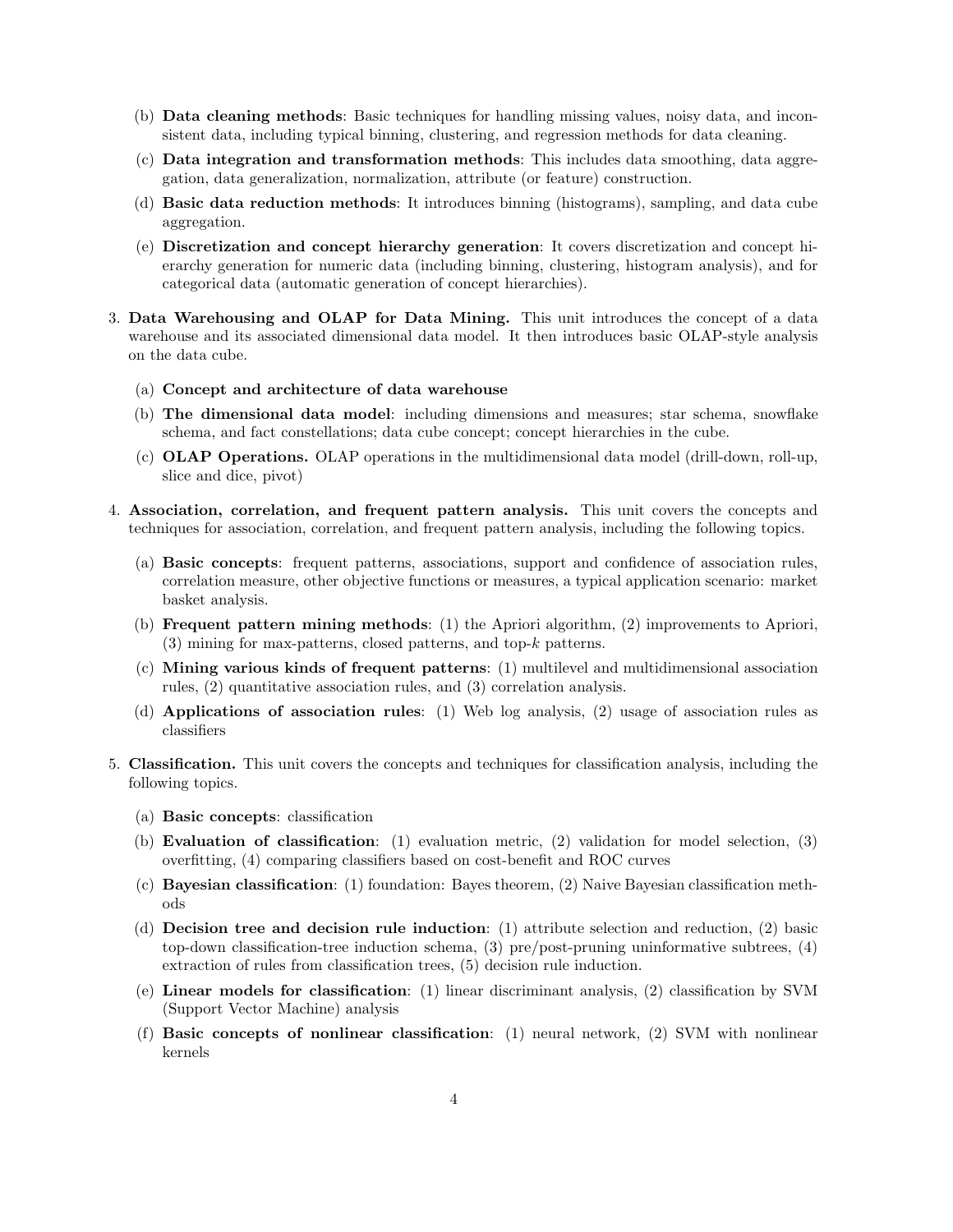(b) **Data cleaning methods**: Basic techniques for handling missing values, noisy data, and inconsistent data, including typical binning, clustering, and regression methods for data cleaning.

   (c) **Data integration and transformation methods**: This includes data smoothing, data aggregation, data generalization, normalization, attribute (or feature) construction.

   (d) **Basic data reduction methods**: It introduces binning (histograms), sampling, and data cube aggregation.

   (e) **Discretization and concept hierarchy generation**: It covers discretization and concept hierarchy generation for numeric data (including binning, clustering, histogram analysis), and for categorical data (automatic generation of concept hierarchies).

3. **Data Warehousing and OLAP for Data Mining.** This unit introduces the concept of a data warehouse and its associated dimensional data model. It then introduces basic OLAP-style analysis on the data cube.

   (a) **Concept and architecture of data warehouse**

   (b) **The dimensional data model**: including dimensions and measures; star schema, snowflake schema, and fact constellations; data cube concept; concept hierarchies in the cube.

   (c) **OLAP Operations.** OLAP operations in the multidimensional data model (drill-down, roll-up, slice and dice, pivot)

4. **Association, correlation, and frequent pattern analysis.** This unit covers the concepts and techniques for association, correlation, and frequent pattern analysis, including the following topics.

   (a) **Basic concepts**: frequent patterns, associations, support and confidence of association rules, correlation measure, other objective functions or measures, a typical application scenario: market basket analysis.

   (b) **Frequent pattern mining methods**: (1) the Apriori algorithm, (2) improvements to Apriori, (3) mining for max-patterns, closed patterns, and top-$k$ patterns.

   (c) **Mining various kinds of frequent patterns**: (1) multilevel and multidimensional association rules, (2) quantitative association rules, and (3) correlation analysis.

   (d) **Applications of association rules**: (1) Web log analysis, (2) usage of association rules as classifiers

5. **Classification.** This unit covers the concepts and techniques for classification analysis, including the following topics.

   (a) **Basic concepts**: classification

   (b) **Evaluation of classification**: (1) evaluation metric, (2) validation for model selection, (3) overfitting, (4) comparing classifiers based on cost-benefit and ROC curves

   (c) **Bayesian classification**: (1) foundation: Bayes theorem, (2) Naive Bayesian classification methods

   (d) **Decision tree and decision rule induction**: (1) attribute selection and reduction, (2) basic top-down classification-tree induction schema, (3) pre/post-pruning uninformative subtrees, (4) extraction of rules from classification trees, (5) decision rule induction.

   (e) **Linear models for classification**: (1) linear discriminant analysis, (2) classification by SVM (Support Vector Machine) analysis

   (f) **Basic concepts of nonlinear classification**: (1) neural network, (2) SVM with nonlinear kernels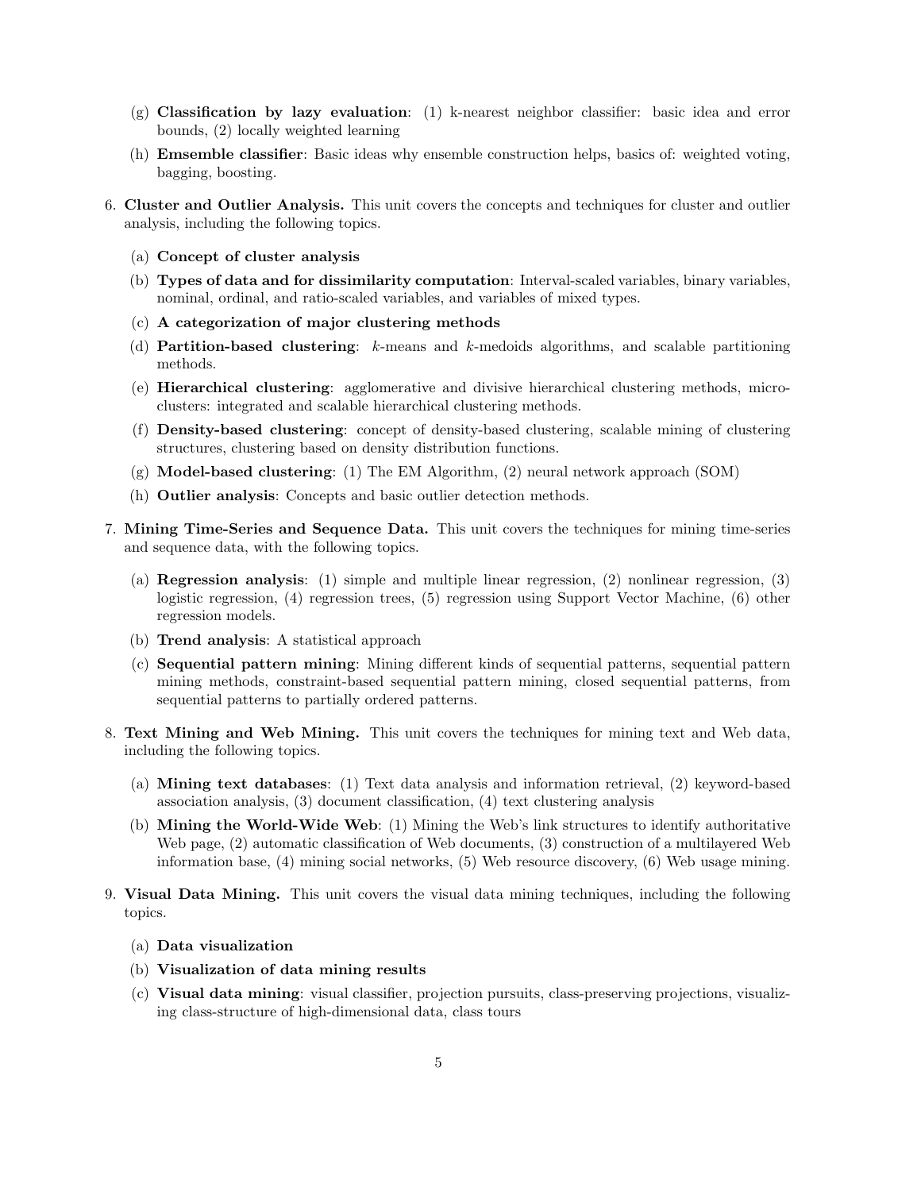(g) **Classification by lazy evaluation**: (1) k-nearest neighbor classifier: basic idea and error bounds, (2) locally weighted learning

   (h) **Emsemble classifier**: Basic ideas why ensemble construction helps, basics of: weighted voting, bagging, boosting.

6. **Cluster and Outlier Analysis.** This unit covers the concepts and techniques for cluster and outlier analysis, including the following topics.

   (a) **Concept of cluster analysis**

   (b) **Types of data and for dissimilarity computation**: Interval-scaled variables, binary variables, nominal, ordinal, and ratio-scaled variables, and variables of mixed types.

   (c) **A categorization of major clustering methods**

   (d) **Partition-based clustering**: $k$-means and $k$-medoids algorithms, and scalable partitioning methods.

   (e) **Hierarchical clustering**: agglomerative and divisive hierarchical clustering methods, micro-clusters: integrated and scalable hierarchical clustering methods.

   (f) **Density-based clustering**: concept of density-based clustering, scalable mining of clustering structures, clustering based on density distribution functions.

   (g) **Model-based clustering**: (1) The EM Algorithm, (2) neural network approach (SOM)

   (h) **Outlier analysis**: Concepts and basic outlier detection methods.

7. **Mining Time-Series and Sequence Data.** This unit covers the techniques for mining time-series and sequence data, with the following topics.

   (a) **Regression analysis**: (1) simple and multiple linear regression, (2) nonlinear regression, (3) logistic regression, (4) regression trees, (5) regression using Support Vector Machine, (6) other regression models.

   (b) **Trend analysis**: A statistical approach

   (c) **Sequential pattern mining**: Mining different kinds of sequential patterns, sequential pattern mining methods, constraint-based sequential pattern mining, closed sequential patterns, from sequential patterns to partially ordered patterns.

8. **Text Mining and Web Mining.** This unit covers the techniques for mining text and Web data, including the following topics.

   (a) **Mining text databases**: (1) Text data analysis and information retrieval, (2) keyword-based association analysis, (3) document classification, (4) text clustering analysis

   (b) **Mining the World-Wide Web**: (1) Mining the Web's link structures to identify authoritative Web page, (2) automatic classification of Web documents, (3) construction of a multilayered Web information base, (4) mining social networks, (5) Web resource discovery, (6) Web usage mining.

9. **Visual Data Mining.** This unit covers the visual data mining techniques, including the following topics.

   (a) **Data visualization**

   (b) **Visualization of data mining results**

   (c) **Visual data mining**: visual classifier, projection pursuits, class-preserving projections, visualizing class-structure of high-dimensional data, class tours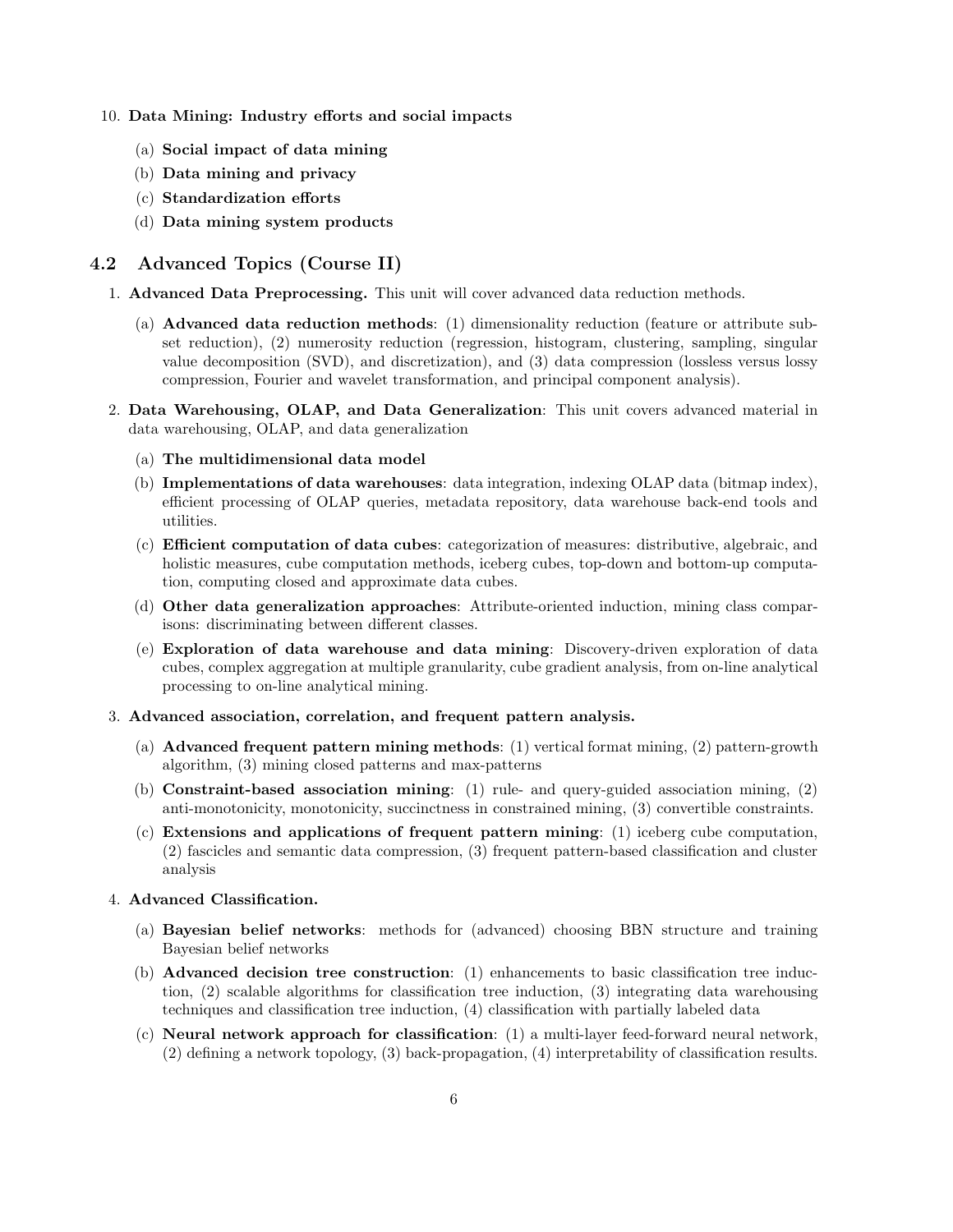10. **Data Mining: Industry efforts and social impacts**

    (a) **Social impact of data mining**

    (b) **Data mining and privacy**

    (c) **Standardization efforts**

    (d) **Data mining system products**

## 4.2 Advanced Topics (Course II)

1. **Advanced Data Preprocessing.** This unit will cover advanced data reduction methods.

    (a) **Advanced data reduction methods**: (1) dimensionality reduction (feature or attribute subset reduction), (2) numerosity reduction (regression, histogram, clustering, sampling, singular value decomposition (SVD), and discretization), and (3) data compression (lossless versus lossy compression, Fourier and wavelet transformation, and principal component analysis).

2. **Data Warehousing, OLAP, and Data Generalization**: This unit covers advanced material in data warehousing, OLAP, and data generalization

    (a) **The multidimensional data model**

    (b) **Implementations of data warehouses**: data integration, indexing OLAP data (bitmap index), efficient processing of OLAP queries, metadata repository, data warehouse back-end tools and utilities.

    (c) **Efficient computation of data cubes**: categorization of measures: distributive, algebraic, and holistic measures, cube computation methods, iceberg cubes, top-down and bottom-up computation, computing closed and approximate data cubes.

    (d) **Other data generalization approaches**: Attribute-oriented induction, mining class comparisons: discriminating between different classes.

    (e) **Exploration of data warehouse and data mining**: Discovery-driven exploration of data cubes, complex aggregation at multiple granularity, cube gradient analysis, from on-line analytical processing to on-line analytical mining.

3. **Advanced association, correlation, and frequent pattern analysis.**

    (a) **Advanced frequent pattern mining methods**: (1) vertical format mining, (2) pattern-growth algorithm, (3) mining closed patterns and max-patterns

    (b) **Constraint-based association mining**: (1) rule- and query-guided association mining, (2) anti-monotonicity, monotonicity, succinctness in constrained mining, (3) convertible constraints.

    (c) **Extensions and applications of frequent pattern mining**: (1) iceberg cube computation, (2) fascicles and semantic data compression, (3) frequent pattern-based classification and cluster analysis

4. **Advanced Classification.**

    (a) **Bayesian belief networks**: methods for (advanced) choosing BBN structure and training Bayesian belief networks

    (b) **Advanced decision tree construction**: (1) enhancements to basic classification tree induction, (2) scalable algorithms for classification tree induction, (3) integrating data warehousing techniques and classification tree induction, (4) classification with partially labeled data

    (c) **Neural network approach for classification**: (1) a multi-layer feed-forward neural network, (2) defining a network topology, (3) back-propagation, (4) interpretability of classification results.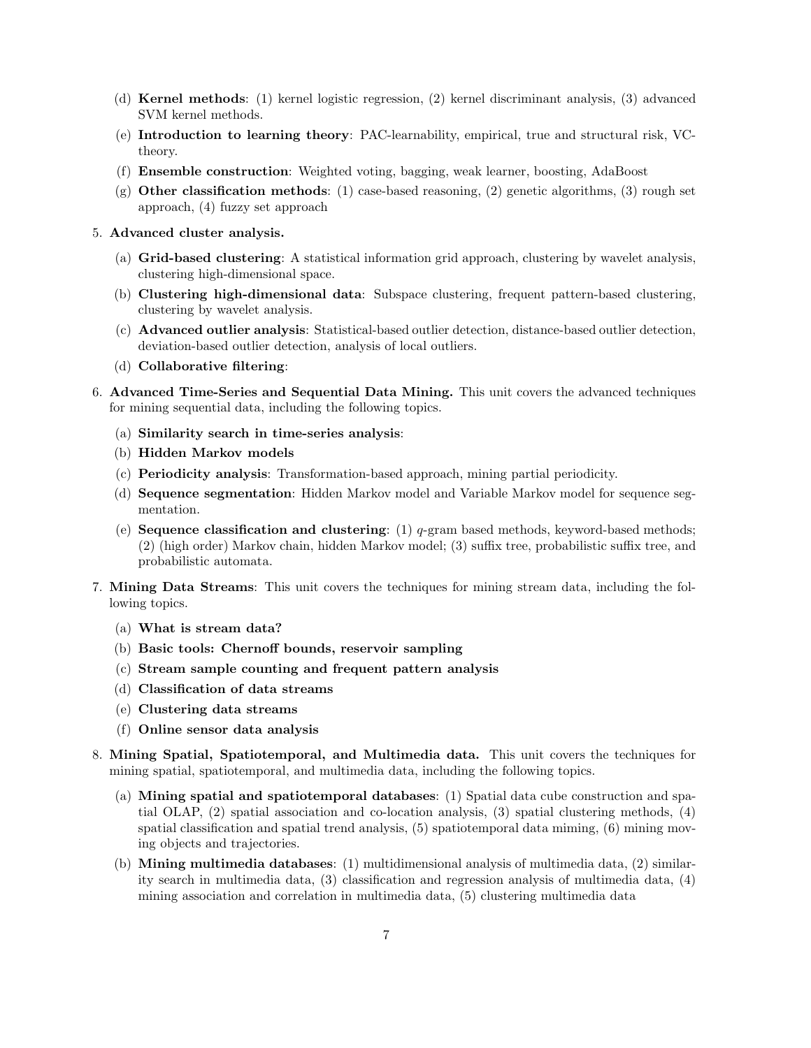(d) **Kernel methods**: (1) kernel logistic regression, (2) kernel discriminant analysis, (3) advanced SVM kernel methods.
   (e) **Introduction to learning theory**: PAC-learnability, empirical, true and structural risk, VC-theory.
   (f) **Ensemble construction**: Weighted voting, bagging, weak learner, boosting, AdaBoost
   (g) **Other classification methods**: (1) case-based reasoning, (2) genetic algorithms, (3) rough set approach, (4) fuzzy set approach

5. **Advanced cluster analysis.**
   (a) **Grid-based clustering**: A statistical information grid approach, clustering by wavelet analysis, clustering high-dimensional space.
   (b) **Clustering high-dimensional data**: Subspace clustering, frequent pattern-based clustering, clustering by wavelet analysis.
   (c) **Advanced outlier analysis**: Statistical-based outlier detection, distance-based outlier detection, deviation-based outlier detection, analysis of local outliers.
   (d) **Collaborative filtering**:

6. **Advanced Time-Series and Sequential Data Mining.** This unit covers the advanced techniques for mining sequential data, including the following topics.
   (a) **Similarity search in time-series analysis**:
   (b) **Hidden Markov models**
   (c) **Periodicity analysis**: Transformation-based approach, mining partial periodicity.
   (d) **Sequence segmentation**: Hidden Markov model and Variable Markov model for sequence segmentation.
   (e) **Sequence classification and clustering**: (1) $q$-gram based methods, keyword-based methods; (2) (high order) Markov chain, hidden Markov model; (3) suffix tree, probabilistic suffix tree, and probabilistic automata.

7. **Mining Data Streams**: This unit covers the techniques for mining stream data, including the following topics.
   (a) **What is stream data?**
   (b) **Basic tools: Chernoff bounds, reservoir sampling**
   (c) **Stream sample counting and frequent pattern analysis**
   (d) **Classification of data streams**
   (e) **Clustering data streams**
   (f) **Online sensor data analysis**

8. **Mining Spatial, Spatiotemporal, and Multimedia data.** This unit covers the techniques for mining spatial, spatiotemporal, and multimedia data, including the following topics.
   (a) **Mining spatial and spatiotemporal databases**: (1) Spatial data cube construction and spatial OLAP, (2) spatial association and co-location analysis, (3) spatial clustering methods, (4) spatial classification and spatial trend analysis, (5) spatiotemporal data miming, (6) mining moving objects and trajectories.
   (b) **Mining multimedia databases**: (1) multidimensional analysis of multimedia data, (2) similarity search in multimedia data, (3) classification and regression analysis of multimedia data, (4) mining association and correlation in multimedia data, (5) clustering multimedia data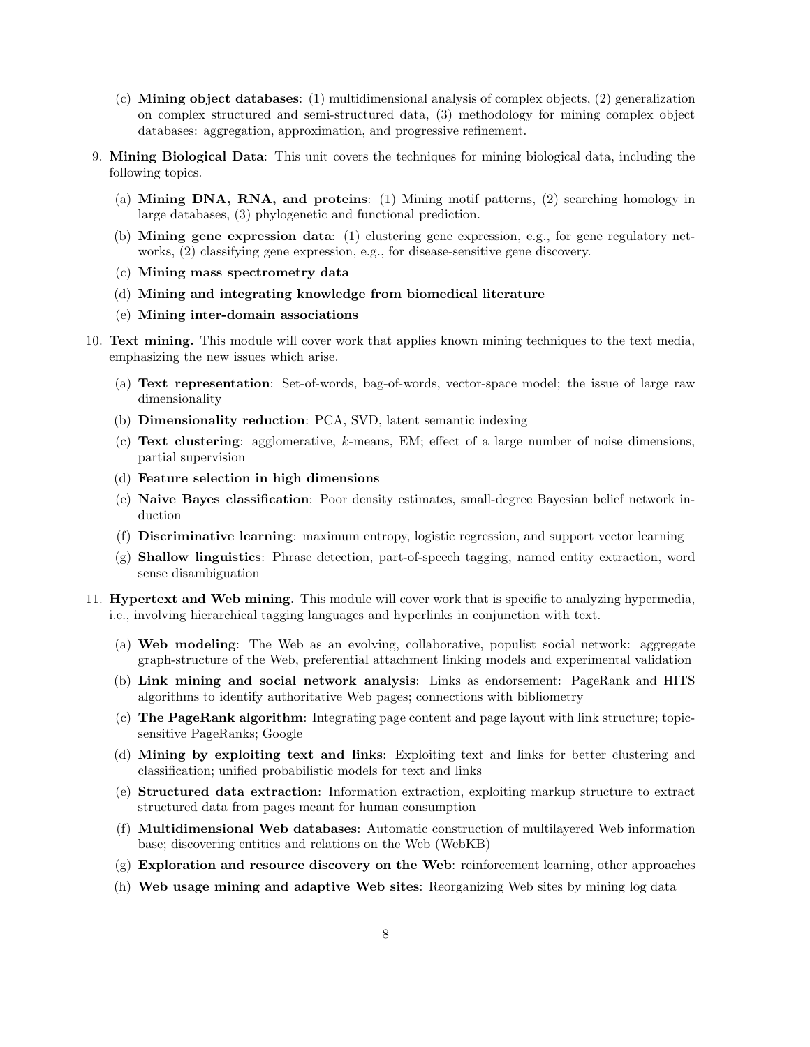(c) **Mining object databases**: (1) multidimensional analysis of complex objects, (2) generalization on complex structured and semi-structured data, (3) methodology for mining complex object databases: aggregation, approximation, and progressive refinement.

9. **Mining Biological Data**: This unit covers the techniques for mining biological data, including the following topics.

   (a) **Mining DNA, RNA, and proteins**: (1) Mining motif patterns, (2) searching homology in large databases, (3) phylogenetic and functional prediction.

   (b) **Mining gene expression data**: (1) clustering gene expression, e.g., for gene regulatory networks, (2) classifying gene expression, e.g., for disease-sensitive gene discovery.

   (c) **Mining mass spectrometry data**

   (d) **Mining and integrating knowledge from biomedical literature**

   (e) **Mining inter-domain associations**

10. **Text mining.** This module will cover work that applies known mining techniques to the text media, emphasizing the new issues which arise.

    (a) **Text representation**: Set-of-words, bag-of-words, vector-space model; the issue of large raw dimensionality

    (b) **Dimensionality reduction**: PCA, SVD, latent semantic indexing

    (c) **Text clustering**: agglomerative, $k$-means, EM; effect of a large number of noise dimensions, partial supervision

    (d) **Feature selection in high dimensions**

    (e) **Naive Bayes classification**: Poor density estimates, small-degree Bayesian belief network induction

    (f) **Discriminative learning**: maximum entropy, logistic regression, and support vector learning

    (g) **Shallow linguistics**: Phrase detection, part-of-speech tagging, named entity extraction, word sense disambiguation

11. **Hypertext and Web mining.** This module will cover work that is specific to analyzing hypermedia, i.e., involving hierarchical tagging languages and hyperlinks in conjunction with text.

    (a) **Web modeling**: The Web as an evolving, collaborative, populist social network: aggregate graph-structure of the Web, preferential attachment linking models and experimental validation

    (b) **Link mining and social network analysis**: Links as endorsement: PageRank and HITS algorithms to identify authoritative Web pages; connections with bibliometry

    (c) **The PageRank algorithm**: Integrating page content and page layout with link structure; topic-sensitive PageRanks; Google

    (d) **Mining by exploiting text and links**: Exploiting text and links for better clustering and classification; unified probabilistic models for text and links

    (e) **Structured data extraction**: Information extraction, exploiting markup structure to extract structured data from pages meant for human consumption

    (f) **Multidimensional Web databases**: Automatic construction of multilayered Web information base; discovering entities and relations on the Web (WebKB)

    (g) **Exploration and resource discovery on the Web**: reinforcement learning, other approaches

    (h) **Web usage mining and adaptive Web sites**: Reorganizing Web sites by mining log data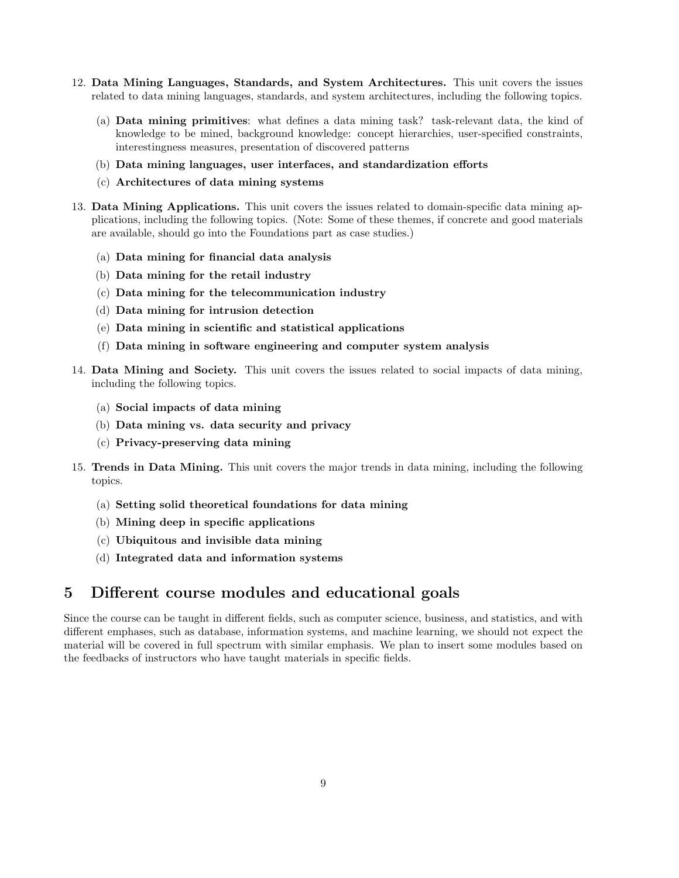12. **Data Mining Languages, Standards, and System Architectures.** This unit covers the issues related to data mining languages, standards, and system architectures, including the following topics.

    (a) **Data mining primitives**: what defines a data mining task? task-relevant data, the kind of knowledge to be mined, background knowledge: concept hierarchies, user-specified constraints, interestingness measures, presentation of discovered patterns

    (b) **Data mining languages, user interfaces, and standardization efforts**

    (c) **Architectures of data mining systems**

13. **Data Mining Applications.** This unit covers the issues related to domain-specific data mining applications, including the following topics. (Note: Some of these themes, if concrete and good materials are available, should go into the Foundations part as case studies.)

    (a) **Data mining for financial data analysis**

    (b) **Data mining for the retail industry**

    (c) **Data mining for the telecommunication industry**

    (d) **Data mining for intrusion detection**

    (e) **Data mining in scientific and statistical applications**

    (f) **Data mining in software engineering and computer system analysis**

14. **Data Mining and Society.** This unit covers the issues related to social impacts of data mining, including the following topics.

    (a) **Social impacts of data mining**

    (b) **Data mining vs. data security and privacy**

    (c) **Privacy-preserving data mining**

15. **Trends in Data Mining.** This unit covers the major trends in data mining, including the following topics.

    (a) **Setting solid theoretical foundations for data mining**

    (b) **Mining deep in specific applications**

    (c) **Ubiquitous and invisible data mining**

    (d) **Integrated data and information systems**

## 5 Different course modules and educational goals

Since the course can be taught in different fields, such as computer science, business, and statistics, and with different emphases, such as database, information systems, and machine learning, we should not expect the material will be covered in full spectrum with similar emphasis. We plan to insert some modules based on the feedbacks of instructors who have taught materials in specific fields.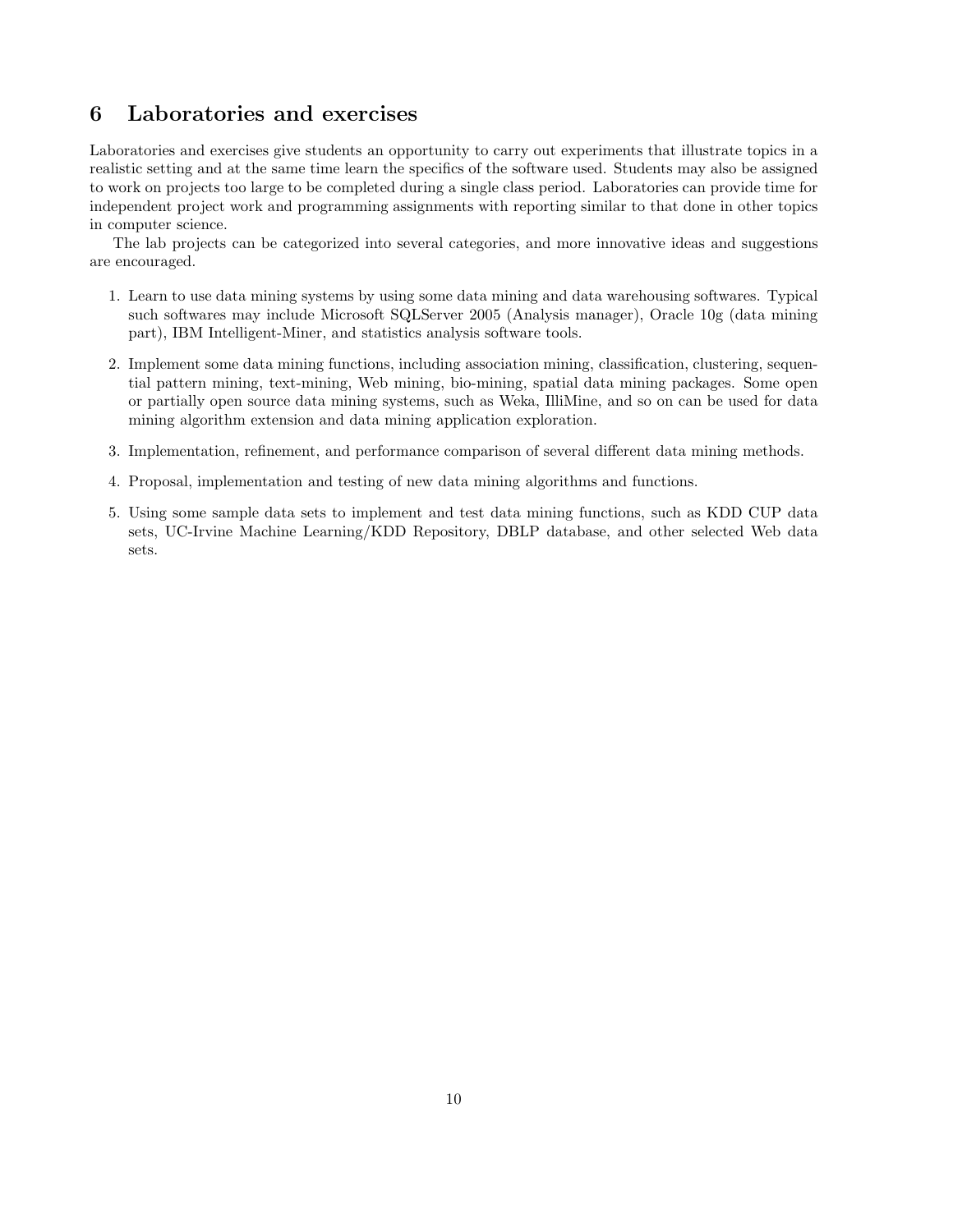## 6 Laboratories and exercises

Laboratories and exercises give students an opportunity to carry out experiments that illustrate topics in a realistic setting and at the same time learn the specifics of the software used. Students may also be assigned to work on projects too large to be completed during a single class period. Laboratories can provide time for independent project work and programming assignments with reporting similar to that done in other topics in computer science.

The lab projects can be categorized into several categories, and more innovative ideas and suggestions are encouraged.

1. Learn to use data mining systems by using some data mining and data warehousing softwares. Typical such softwares may include Microsoft SQLServer 2005 (Analysis manager), Oracle 10g (data mining part), IBM Intelligent-Miner, and statistics analysis software tools.

2. Implement some data mining functions, including association mining, classification, clustering, sequential pattern mining, text-mining, Web mining, bio-mining, spatial data mining packages. Some open or partially open source data mining systems, such as Weka, IlliMine, and so on can be used for data mining algorithm extension and data mining application exploration.

3. Implementation, refinement, and performance comparison of several different data mining methods.

4. Proposal, implementation and testing of new data mining algorithms and functions.

5. Using some sample data sets to implement and test data mining functions, such as KDD CUP data sets, UC-Irvine Machine Learning/KDD Repository, DBLP database, and other selected Web data sets.